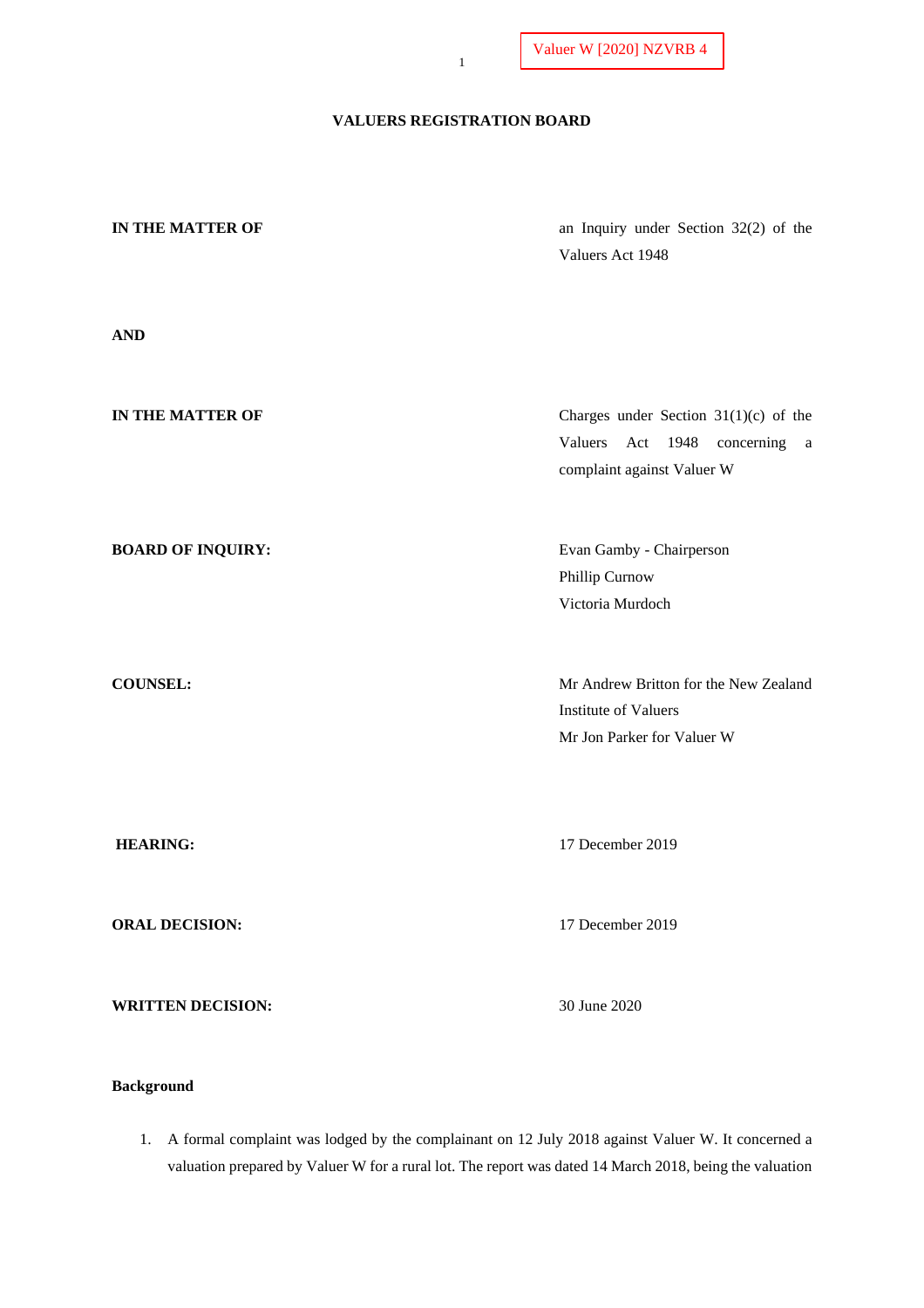Valuer W [2020] NZVRB 4

**VALUERS REGISTRATION BOARD**

| | |
|---|---|
| **IN THE MATTER OF** | an Inquiry under Section 32(2) of the Valuers Act 1948 |
| **AND** | |
| **IN THE MATTER OF** | Charges under Section 31(1)(c) of the Valuers Act 1948 concerning a complaint against Valuer W |
| **BOARD OF INQUIRY:** | Evan Gamby - Chairperson<br>Phillip Curnow<br>Victoria Murdoch |
| **COUNSEL:** | Mr Andrew Britton for the New Zealand Institute of Valuers<br>Mr Jon Parker for Valuer W |
| **HEARING:** | 17 December 2019 |
| **ORAL DECISION:** | 17 December 2019 |
| **WRITTEN DECISION:** | 30 June 2020 |

**Background**

1. A formal complaint was lodged by the complainant on 12 July 2018 against Valuer W. It concerned a valuation prepared by Valuer W for a rural lot. The report was dated 14 March 2018, being the valuation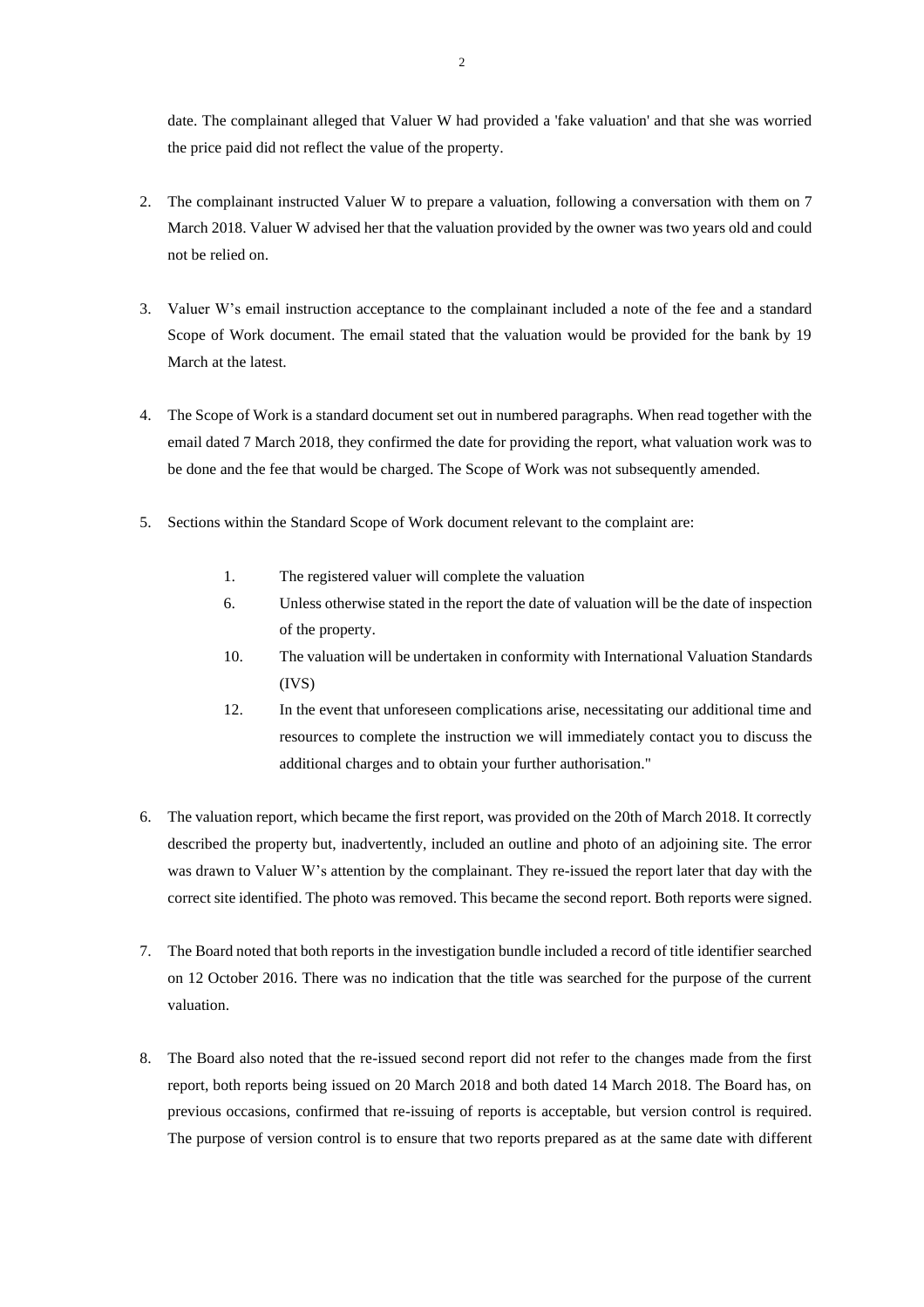date. The complainant alleged that Valuer W had provided a 'fake valuation' and that she was worried the price paid did not reflect the value of the property.

2. The complainant instructed Valuer W to prepare a valuation, following a conversation with them on 7 March 2018. Valuer W advised her that the valuation provided by the owner was two years old and could not be relied on.

3. Valuer W's email instruction acceptance to the complainant included a note of the fee and a standard Scope of Work document. The email stated that the valuation would be provided for the bank by 19 March at the latest.

4. The Scope of Work is a standard document set out in numbered paragraphs. When read together with the email dated 7 March 2018, they confirmed the date for providing the report, what valuation work was to be done and the fee that would be charged. The Scope of Work was not subsequently amended.

5. Sections within the Standard Scope of Work document relevant to the complaint are:

   1. The registered valuer will complete the valuation

   6. Unless otherwise stated in the report the date of valuation will be the date of inspection of the property.

   10. The valuation will be undertaken in conformity with International Valuation Standards (IVS)

   12. In the event that unforeseen complications arise, necessitating our additional time and resources to complete the instruction we will immediately contact you to discuss the additional charges and to obtain your further authorisation."

6. The valuation report, which became the first report, was provided on the 20th of March 2018. It correctly described the property but, inadvertently, included an outline and photo of an adjoining site. The error was drawn to Valuer W's attention by the complainant. They re-issued the report later that day with the correct site identified. The photo was removed. This became the second report. Both reports were signed.

7. The Board noted that both reports in the investigation bundle included a record of title identifier searched on 12 October 2016. There was no indication that the title was searched for the purpose of the current valuation.

8. The Board also noted that the re-issued second report did not refer to the changes made from the first report, both reports being issued on 20 March 2018 and both dated 14 March 2018. The Board has, on previous occasions, confirmed that re-issuing of reports is acceptable, but version control is required. The purpose of version control is to ensure that two reports prepared as at the same date with different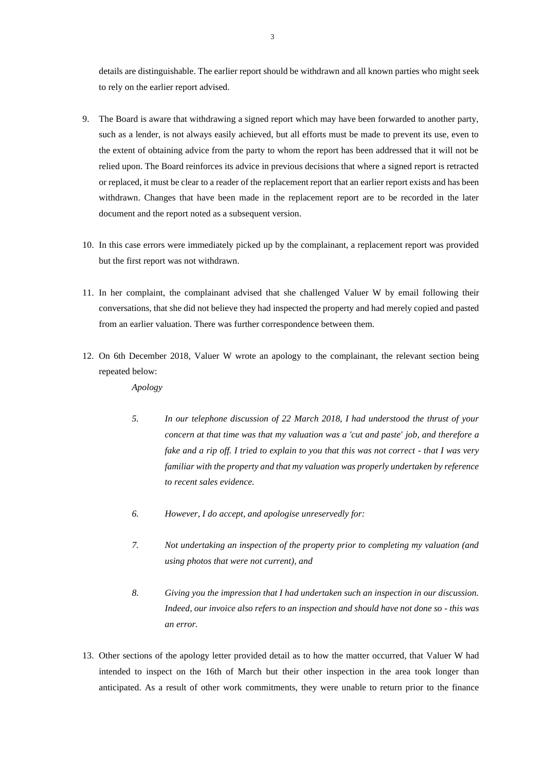details are distinguishable. The earlier report should be withdrawn and all known parties who might seek to rely on the earlier report advised.

9. The Board is aware that withdrawing a signed report which may have been forwarded to another party, such as a lender, is not always easily achieved, but all efforts must be made to prevent its use, even to the extent of obtaining advice from the party to whom the report has been addressed that it will not be relied upon. The Board reinforces its advice in previous decisions that where a signed report is retracted or replaced, it must be clear to a reader of the replacement report that an earlier report exists and has been withdrawn. Changes that have been made in the replacement report are to be recorded in the later document and the report noted as a subsequent version.

10. In this case errors were immediately picked up by the complainant, a replacement report was provided but the first report was not withdrawn.

11. In her complaint, the complainant advised that she challenged Valuer W by email following their conversations, that she did not believe they had inspected the property and had merely copied and pasted from an earlier valuation. There was further correspondence between them.

12. On 6th December 2018, Valuer W wrote an apology to the complainant, the relevant section being repeated below:

    *Apology*

    *5. In our telephone discussion of 22 March 2018, I had understood the thrust of your concern at that time was that my valuation was a 'cut and paste' job, and therefore a fake and a rip off. I tried to explain to you that this was not correct - that I was very familiar with the property and that my valuation was properly undertaken by reference to recent sales evidence.*

    *6. However, I do accept, and apologise unreservedly for:*

    *7. Not undertaking an inspection of the property prior to completing my valuation (and using photos that were not current), and*

    *8. Giving you the impression that I had undertaken such an inspection in our discussion. Indeed, our invoice also refers to an inspection and should have not done so - this was an error.*

13. Other sections of the apology letter provided detail as to how the matter occurred, that Valuer W had intended to inspect on the 16th of March but their other inspection in the area took longer than anticipated. As a result of other work commitments, they were unable to return prior to the finance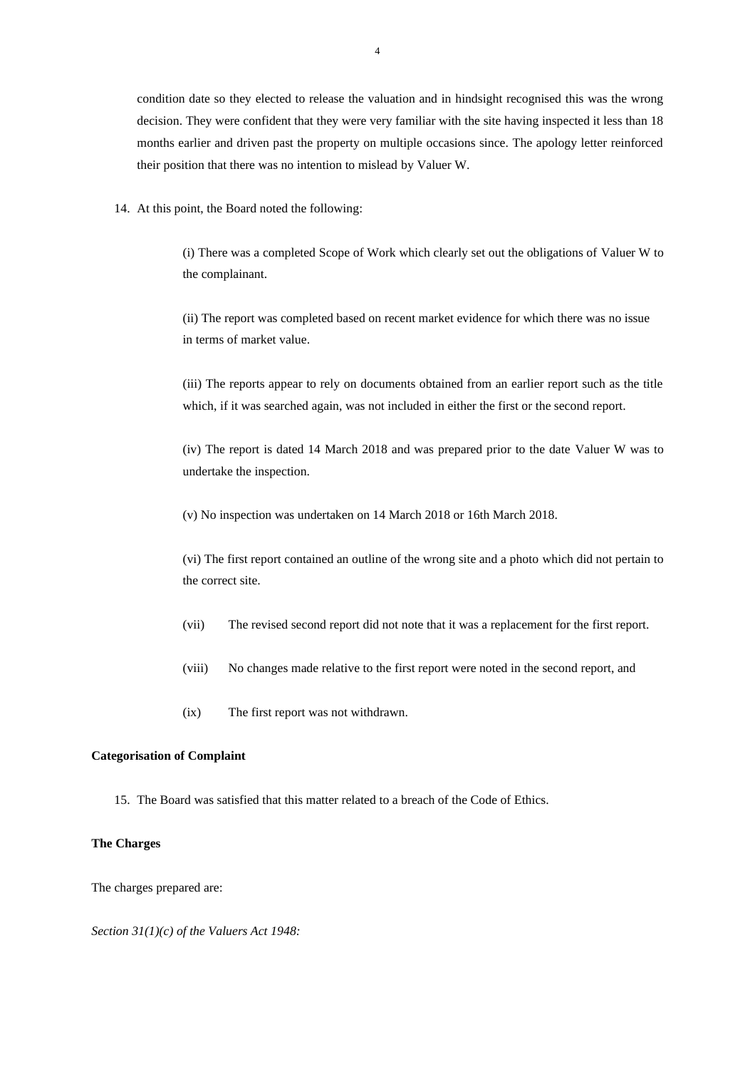condition date so they elected to release the valuation and in hindsight recognised this was the wrong decision. They were confident that they were very familiar with the site having inspected it less than 18 months earlier and driven past the property on multiple occasions since. The apology letter reinforced their position that there was no intention to mislead by Valuer W.

14. At this point, the Board noted the following:

   (i) There was a completed Scope of Work which clearly set out the obligations of Valuer W to the complainant.

   (ii) The report was completed based on recent market evidence for which there was no issue in terms of market value.

   (iii) The reports appear to rely on documents obtained from an earlier report such as the title which, if it was searched again, was not included in either the first or the second report.

   (iv) The report is dated 14 March 2018 and was prepared prior to the date Valuer W was to undertake the inspection.

   (v) No inspection was undertaken on 14 March 2018 or 16th March 2018.

   (vi) The first report contained an outline of the wrong site and a photo which did not pertain to the correct site.

   (vii) The revised second report did not note that it was a replacement for the first report.

   (viii) No changes made relative to the first report were noted in the second report, and

   (ix) The first report was not withdrawn.

**Categorisation of Complaint**

15. The Board was satisfied that this matter related to a breach of the Code of Ethics.

**The Charges**

The charges prepared are:

*Section 31(1)(c) of the Valuers Act 1948:*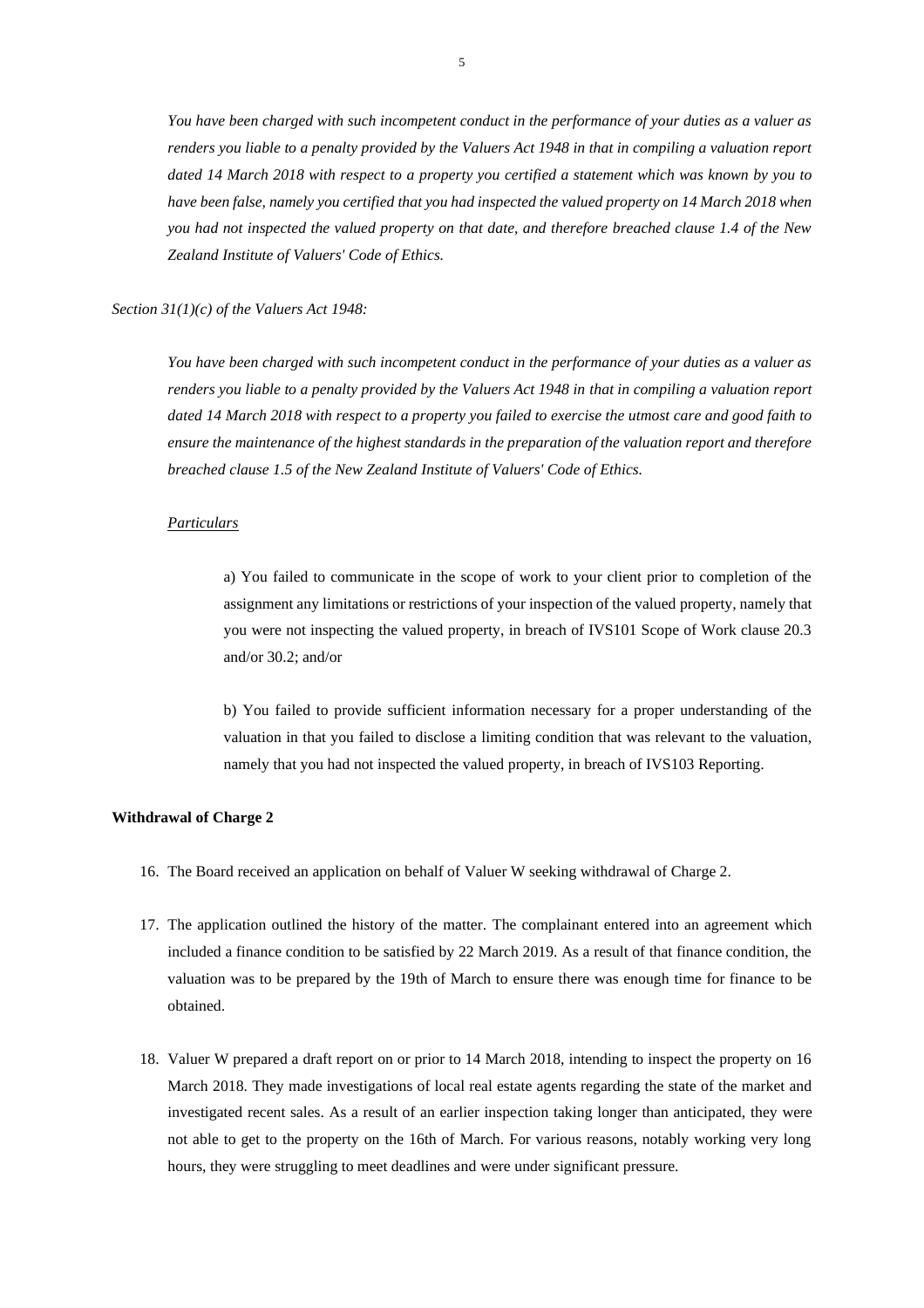*You have been charged with such incompetent conduct in the performance of your duties as a valuer as renders you liable to a penalty provided by the Valuers Act 1948 in that in compiling a valuation report dated 14 March 2018 with respect to a property you certified a statement which was known by you to have been false, namely you certified that you had inspected the valued property on 14 March 2018 when you had not inspected the valued property on that date, and therefore breached clause 1.4 of the New Zealand Institute of Valuers' Code of Ethics.*

*Section 31(1)(c) of the Valuers Act 1948:*

*You have been charged with such incompetent conduct in the performance of your duties as a valuer as renders you liable to a penalty provided by the Valuers Act 1948 in that in compiling a valuation report dated 14 March 2018 with respect to a property you failed to exercise the utmost care and good faith to ensure the maintenance of the highest standards in the preparation of the valuation report and therefore breached clause 1.5 of the New Zealand Institute of Valuers' Code of Ethics.*

*Particulars*

a) You failed to communicate in the scope of work to your client prior to completion of the assignment any limitations or restrictions of your inspection of the valued property, namely that you were not inspecting the valued property, in breach of IVS101 Scope of Work clause 20.3 and/or 30.2; and/or

b) You failed to provide sufficient information necessary for a proper understanding of the valuation in that you failed to disclose a limiting condition that was relevant to the valuation, namely that you had not inspected the valued property, in breach of IVS103 Reporting.

**Withdrawal of Charge 2**

16. The Board received an application on behalf of Valuer W seeking withdrawal of Charge 2.

17. The application outlined the history of the matter. The complainant entered into an agreement which included a finance condition to be satisfied by 22 March 2019. As a result of that finance condition, the valuation was to be prepared by the 19th of March to ensure there was enough time for finance to be obtained.

18. Valuer W prepared a draft report on or prior to 14 March 2018, intending to inspect the property on 16 March 2018. They made investigations of local real estate agents regarding the state of the market and investigated recent sales. As a result of an earlier inspection taking longer than anticipated, they were not able to get to the property on the 16th of March. For various reasons, notably working very long hours, they were struggling to meet deadlines and were under significant pressure.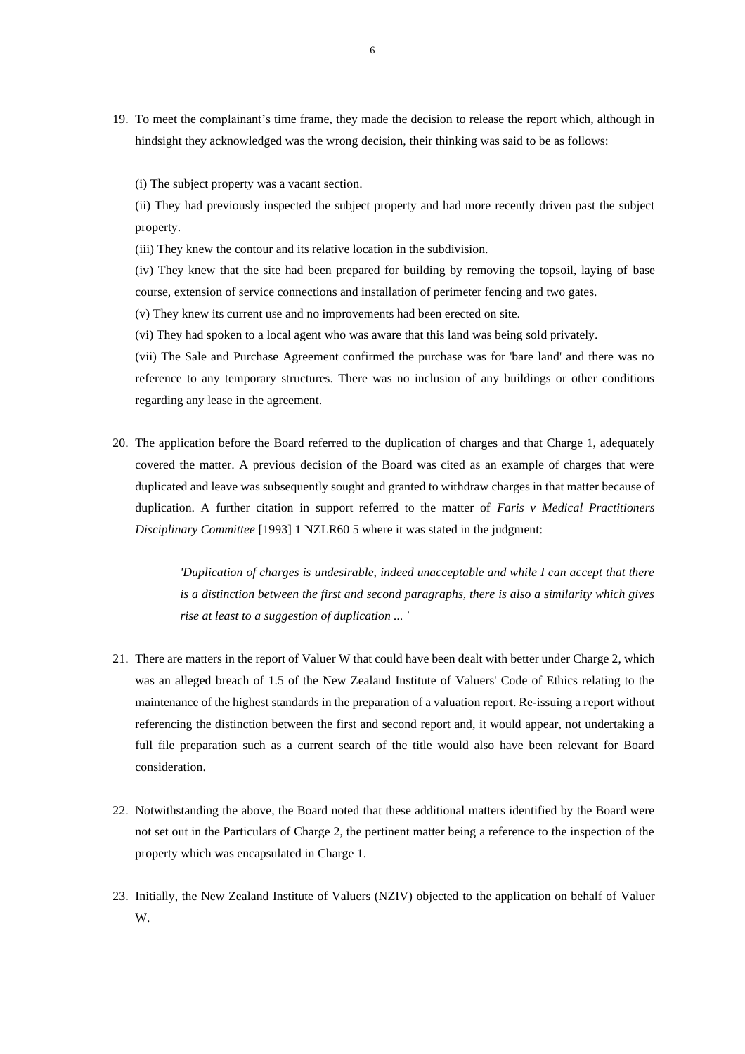19. To meet the complainant's time frame, they made the decision to release the report which, although in hindsight they acknowledged was the wrong decision, their thinking was said to be as follows:

    (i) The subject property was a vacant section.

    (ii) They had previously inspected the subject property and had more recently driven past the subject property.

    (iii) They knew the contour and its relative location in the subdivision.

    (iv) They knew that the site had been prepared for building by removing the topsoil, laying of base course, extension of service connections and installation of perimeter fencing and two gates.

    (v) They knew its current use and no improvements had been erected on site.

    (vi) They had spoken to a local agent who was aware that this land was being sold privately.

    (vii) The Sale and Purchase Agreement confirmed the purchase was for 'bare land' and there was no reference to any temporary structures. There was no inclusion of any buildings or other conditions regarding any lease in the agreement.

20. The application before the Board referred to the duplication of charges and that Charge 1, adequately covered the matter. A previous decision of the Board was cited as an example of charges that were duplicated and leave was subsequently sought and granted to withdraw charges in that matter because of duplication. A further citation in support referred to the matter of *Faris v Medical Practitioners Disciplinary Committee* [1993] 1 NZLR60 5 where it was stated in the judgment:

    > *'Duplication of charges is undesirable, indeed unacceptable and while I can accept that there is a distinction between the first and second paragraphs, there is also a similarity which gives rise at least to a suggestion of duplication ... '*

21. There are matters in the report of Valuer W that could have been dealt with better under Charge 2, which was an alleged breach of 1.5 of the New Zealand Institute of Valuers' Code of Ethics relating to the maintenance of the highest standards in the preparation of a valuation report. Re-issuing a report without referencing the distinction between the first and second report and, it would appear, not undertaking a full file preparation such as a current search of the title would also have been relevant for Board consideration.

22. Notwithstanding the above, the Board noted that these additional matters identified by the Board were not set out in the Particulars of Charge 2, the pertinent matter being a reference to the inspection of the property which was encapsulated in Charge 1.

23. Initially, the New Zealand Institute of Valuers (NZIV) objected to the application on behalf of Valuer W.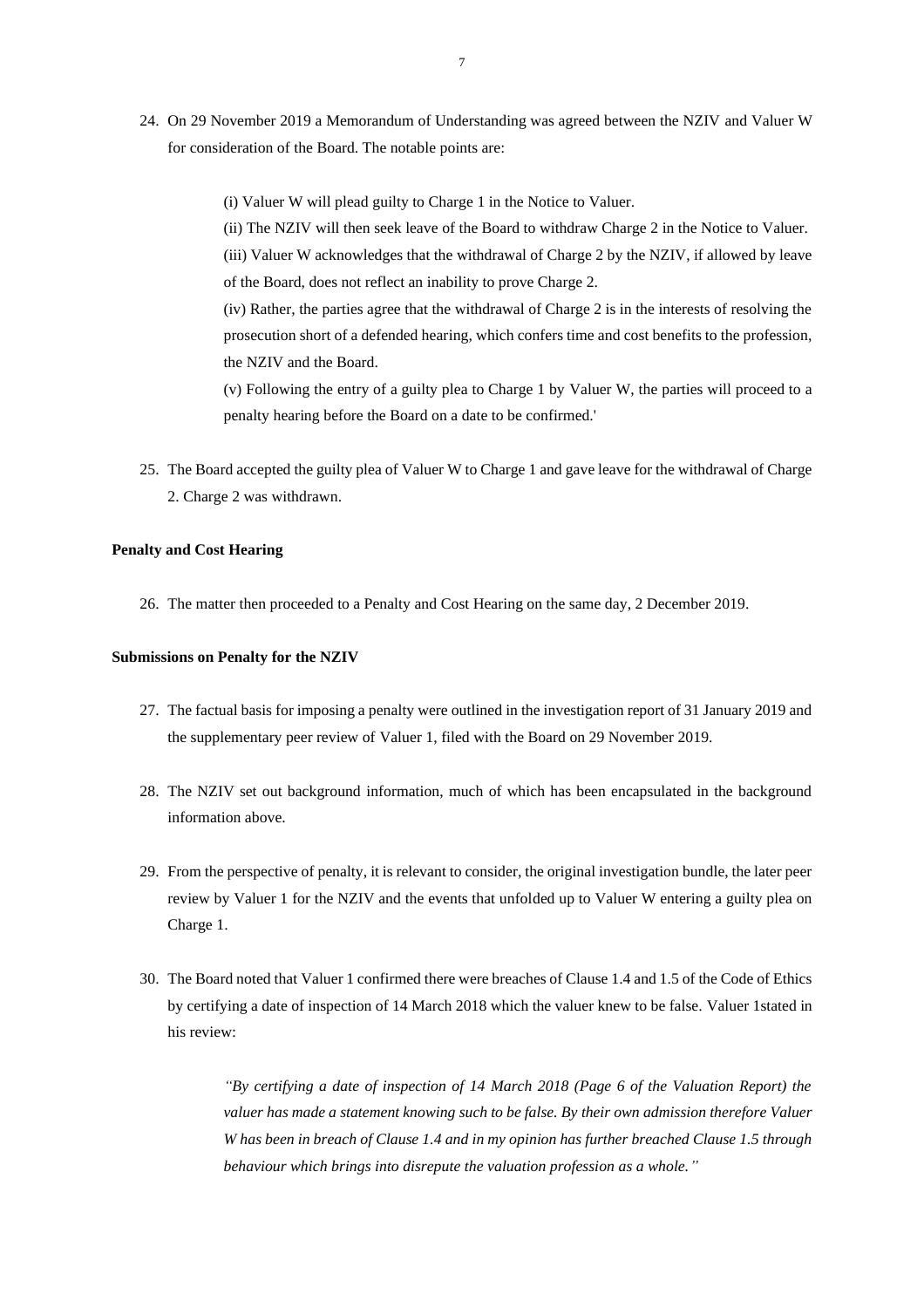24. On 29 November 2019 a Memorandum of Understanding was agreed between the NZIV and Valuer W for consideration of the Board. The notable points are:

    (i) Valuer W will plead guilty to Charge 1 in the Notice to Valuer.

    (ii) The NZIV will then seek leave of the Board to withdraw Charge 2 in the Notice to Valuer.

    (iii) Valuer W acknowledges that the withdrawal of Charge 2 by the NZIV, if allowed by leave of the Board, does not reflect an inability to prove Charge 2.

    (iv) Rather, the parties agree that the withdrawal of Charge 2 is in the interests of resolving the prosecution short of a defended hearing, which confers time and cost benefits to the profession, the NZIV and the Board.

    (v) Following the entry of a guilty plea to Charge 1 by Valuer W, the parties will proceed to a penalty hearing before the Board on a date to be confirmed.'

25. The Board accepted the guilty plea of Valuer W to Charge 1 and gave leave for the withdrawal of Charge 2. Charge 2 was withdrawn.

**Penalty and Cost Hearing**

26. The matter then proceeded to a Penalty and Cost Hearing on the same day, 2 December 2019.

**Submissions on Penalty for the NZIV**

27. The factual basis for imposing a penalty were outlined in the investigation report of 31 January 2019 and the supplementary peer review of Valuer 1, filed with the Board on 29 November 2019.

28. The NZIV set out background information, much of which has been encapsulated in the background information above.

29. From the perspective of penalty, it is relevant to consider, the original investigation bundle, the later peer review by Valuer 1 for the NZIV and the events that unfolded up to Valuer W entering a guilty plea on Charge 1.

30. The Board noted that Valuer 1 confirmed there were breaches of Clause 1.4 and 1.5 of the Code of Ethics by certifying a date of inspection of 14 March 2018 which the valuer knew to be false. Valuer 1stated in his review:

    *"By certifying a date of inspection of 14 March 2018 (Page 6 of the Valuation Report) the valuer has made a statement knowing such to be false. By their own admission therefore Valuer W has been in breach of Clause 1.4 and in my opinion has further breached Clause 1.5 through behaviour which brings into disrepute the valuation profession as a whole."*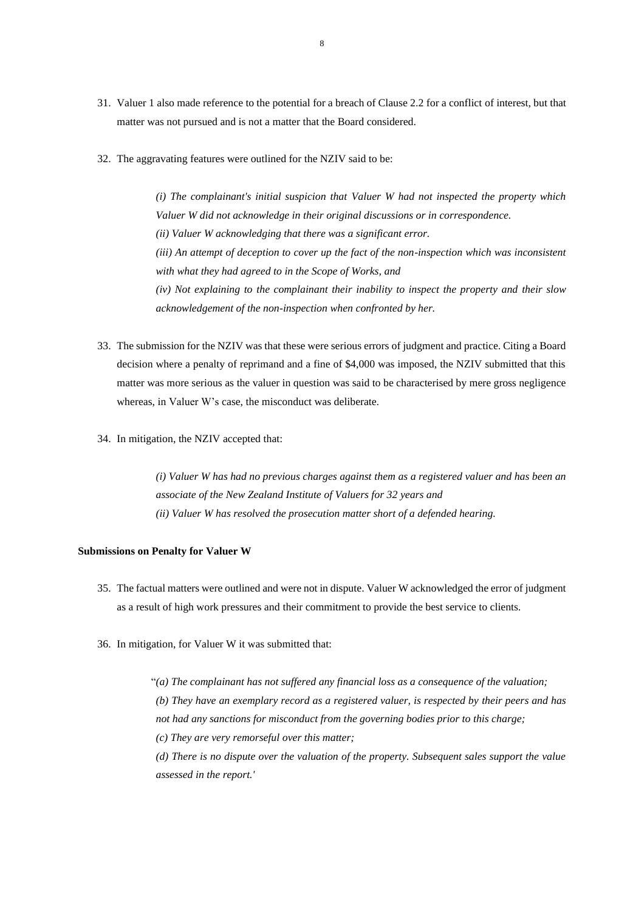31. Valuer 1 also made reference to the potential for a breach of Clause 2.2 for a conflict of interest, but that matter was not pursued and is not a matter that the Board considered.

32. The aggravating features were outlined for the NZIV said to be:

    *(i) The complainant's initial suspicion that Valuer W had not inspected the property which Valuer W did not acknowledge in their original discussions or in correspondence.*
    *(ii) Valuer W acknowledging that there was a significant error.*
    *(iii) An attempt of deception to cover up the fact of the non-inspection which was inconsistent with what they had agreed to in the Scope of Works, and*
    *(iv) Not explaining to the complainant their inability to inspect the property and their slow acknowledgement of the non-inspection when confronted by her.*

33. The submission for the NZIV was that these were serious errors of judgment and practice. Citing a Board decision where a penalty of reprimand and a fine of $4,000 was imposed, the NZIV submitted that this matter was more serious as the valuer in question was said to be characterised by mere gross negligence whereas, in Valuer W's case, the misconduct was deliberate.

34. In mitigation, the NZIV accepted that:

    *(i) Valuer W has had no previous charges against them as a registered valuer and has been an associate of the New Zealand Institute of Valuers for 32 years and*
    *(ii) Valuer W has resolved the prosecution matter short of a defended hearing.*

**Submissions on Penalty for Valuer W**

35. The factual matters were outlined and were not in dispute. Valuer W acknowledged the error of judgment as a result of high work pressures and their commitment to provide the best service to clients.

36. In mitigation, for Valuer W it was submitted that:

    "*(a) The complainant has not suffered any financial loss as a consequence of the valuation;*
    *(b) They have an exemplary record as a registered valuer, is respected by their peers and has not had any sanctions for misconduct from the governing bodies prior to this charge;*
    *(c) They are very remorseful over this matter;*
    *(d) There is no dispute over the valuation of the property. Subsequent sales support the value assessed in the report.'*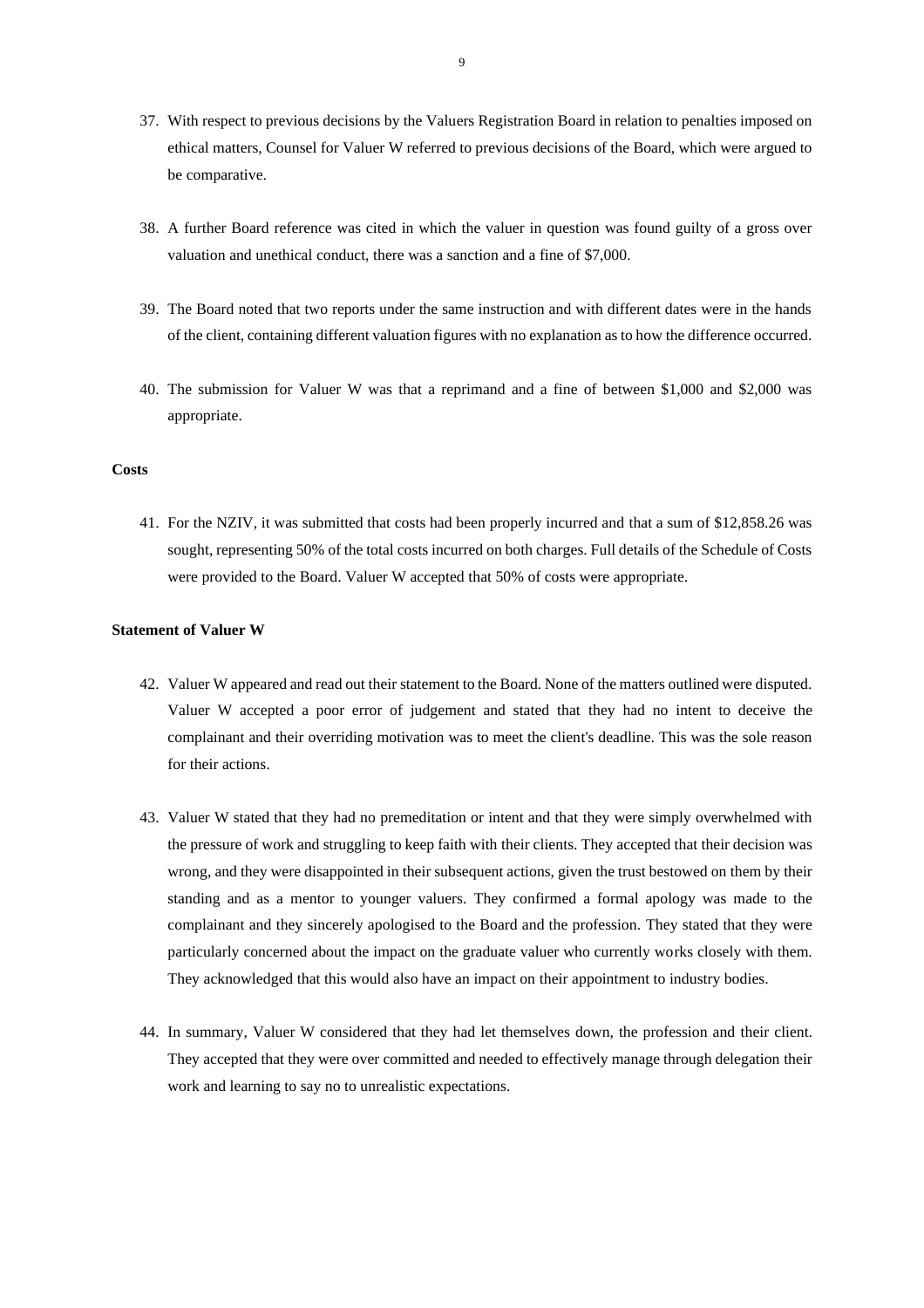37. With respect to previous decisions by the Valuers Registration Board in relation to penalties imposed on ethical matters, Counsel for Valuer W referred to previous decisions of the Board, which were argued to be comparative.

38. A further Board reference was cited in which the valuer in question was found guilty of a gross over valuation and unethical conduct, there was a sanction and a fine of $7,000.

39. The Board noted that two reports under the same instruction and with different dates were in the hands of the client, containing different valuation figures with no explanation as to how the difference occurred.

40. The submission for Valuer W was that a reprimand and a fine of between $1,000 and $2,000 was appropriate.

**Costs**

41. For the NZIV, it was submitted that costs had been properly incurred and that a sum of $12,858.26 was sought, representing 50% of the total costs incurred on both charges. Full details of the Schedule of Costs were provided to the Board. Valuer W accepted that 50% of costs were appropriate.

**Statement of Valuer W**

42. Valuer W appeared and read out their statement to the Board. None of the matters outlined were disputed. Valuer W accepted a poor error of judgement and stated that they had no intent to deceive the complainant and their overriding motivation was to meet the client's deadline. This was the sole reason for their actions.

43. Valuer W stated that they had no premeditation or intent and that they were simply overwhelmed with the pressure of work and struggling to keep faith with their clients. They accepted that their decision was wrong, and they were disappointed in their subsequent actions, given the trust bestowed on them by their standing and as a mentor to younger valuers. They confirmed a formal apology was made to the complainant and they sincerely apologised to the Board and the profession. They stated that they were particularly concerned about the impact on the graduate valuer who currently works closely with them. They acknowledged that this would also have an impact on their appointment to industry bodies.

44. In summary, Valuer W considered that they had let themselves down, the profession and their client. They accepted that they were over committed and needed to effectively manage through delegation their work and learning to say no to unrealistic expectations.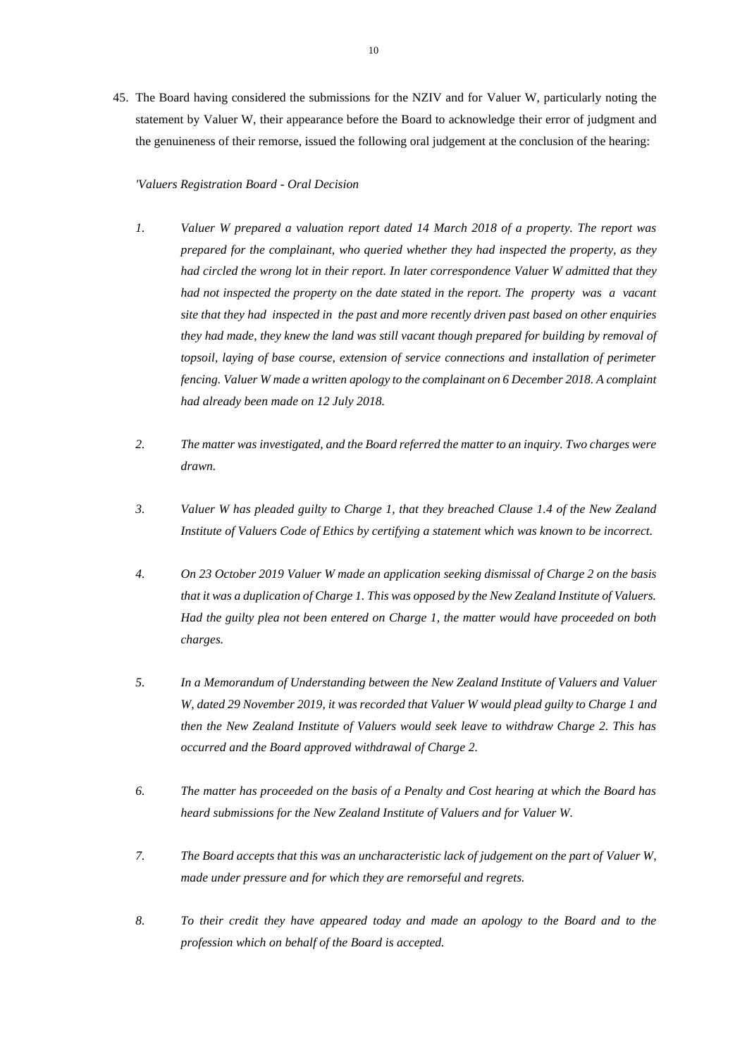45. The Board having considered the submissions for the NZIV and for Valuer W, particularly noting the statement by Valuer W, their appearance before the Board to acknowledge their error of judgment and the genuineness of their remorse, issued the following oral judgement at the conclusion of the hearing:

*'Valuers Registration Board - Oral Decision*

1. *Valuer W prepared a valuation report dated 14 March 2018 of a property. The report was prepared for the complainant, who queried whether they had inspected the property, as they had circled the wrong lot in their report. In later correspondence Valuer W admitted that they had not inspected the property on the date stated in the report. The property was a vacant site that they had inspected in the past and more recently driven past based on other enquiries they had made, they knew the land was still vacant though prepared for building by removal of topsoil, laying of base course, extension of service connections and installation of perimeter fencing. Valuer W made a written apology to the complainant on 6 December 2018. A complaint had already been made on 12 July 2018.*

2. *The matter was investigated, and the Board referred the matter to an inquiry. Two charges were drawn.*

3. *Valuer W has pleaded guilty to Charge 1, that they breached Clause 1.4 of the New Zealand Institute of Valuers Code of Ethics by certifying a statement which was known to be incorrect.*

4. *On 23 October 2019 Valuer W made an application seeking dismissal of Charge 2 on the basis that it was a duplication of Charge 1. This was opposed by the New Zealand Institute of Valuers. Had the guilty plea not been entered on Charge 1, the matter would have proceeded on both charges.*

5. *In a Memorandum of Understanding between the New Zealand Institute of Valuers and Valuer W, dated 29 November 2019, it was recorded that Valuer W would plead guilty to Charge 1 and then the New Zealand Institute of Valuers would seek leave to withdraw Charge 2. This has occurred and the Board approved withdrawal of Charge 2.*

6. *The matter has proceeded on the basis of a Penalty and Cost hearing at which the Board has heard submissions for the New Zealand Institute of Valuers and for Valuer W.*

7. *The Board accepts that this was an uncharacteristic lack of judgement on the part of Valuer W, made under pressure and for which they are remorseful and regrets.*

8. *To their credit they have appeared today and made an apology to the Board and to the profession which on behalf of the Board is accepted.*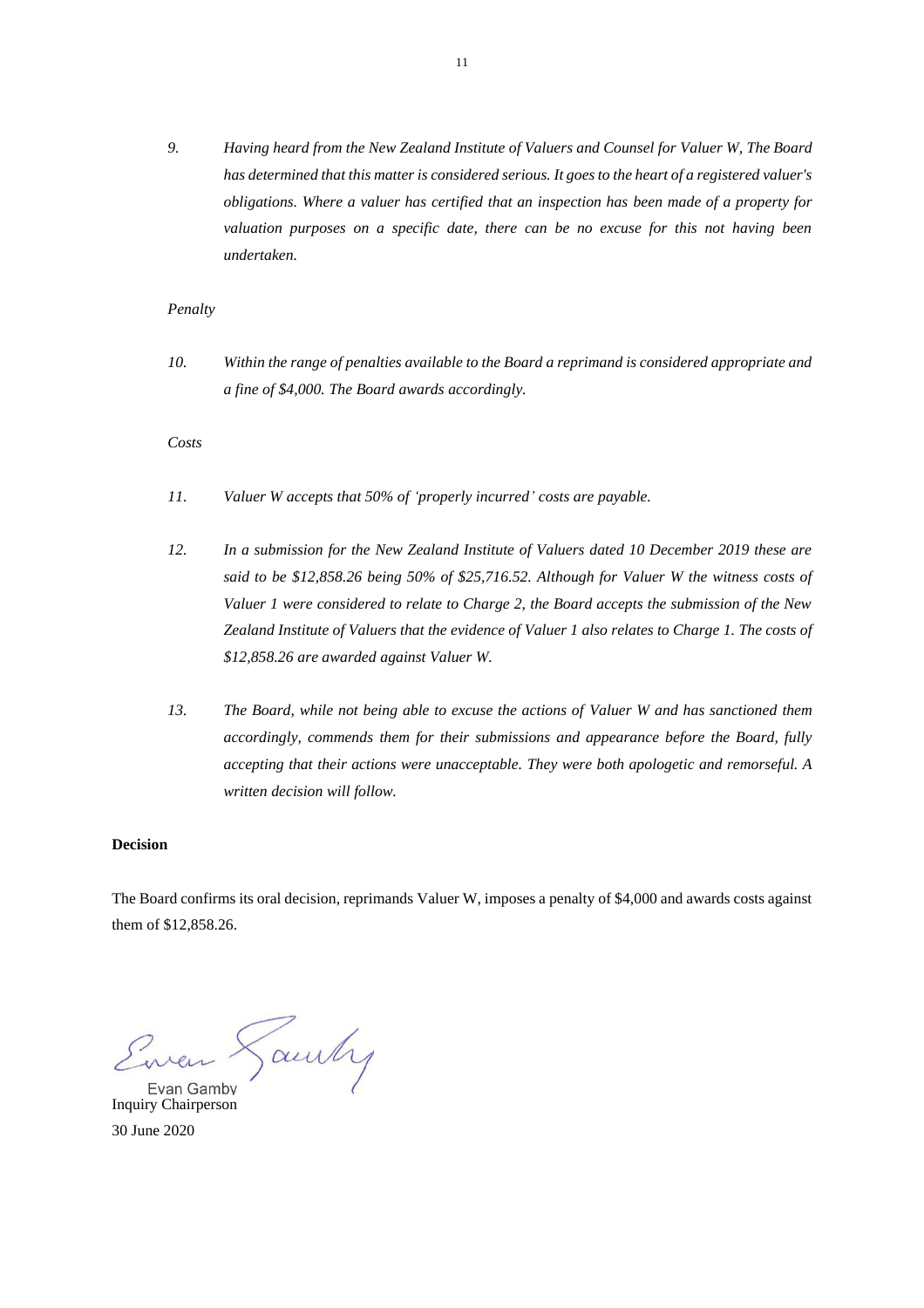9. *Having heard from the New Zealand Institute of Valuers and Counsel for Valuer W, The Board has determined that this matter is considered serious. It goes to the heart of a registered valuer's obligations. Where a valuer has certified that an inspection has been made of a property for valuation purposes on a specific date, there can be no excuse for this not having been undertaken.*

*Penalty*

10. *Within the range of penalties available to the Board a reprimand is considered appropriate and a fine of $4,000. The Board awards accordingly.*

*Costs*

11. *Valuer W accepts that 50% of 'properly incurred' costs are payable.*

12. *In a submission for the New Zealand Institute of Valuers dated 10 December 2019 these are said to be $12,858.26 being 50% of $25,716.52. Although for Valuer W the witness costs of Valuer 1 were considered to relate to Charge 2, the Board accepts the submission of the New Zealand Institute of Valuers that the evidence of Valuer 1 also relates to Charge 1. The costs of $12,858.26 are awarded against Valuer W.*

13. *The Board, while not being able to excuse the actions of Valuer W and has sanctioned them accordingly, commends them for their submissions and appearance before the Board, fully accepting that their actions were unacceptable. They were both apologetic and remorseful. A written decision will follow.*

**Decision**

The Board confirms its oral decision, reprimands Valuer W, imposes a penalty of $4,000 and awards costs against them of $12,858.26.

Evan Gamby
Inquiry Chairperson

30 June 2020